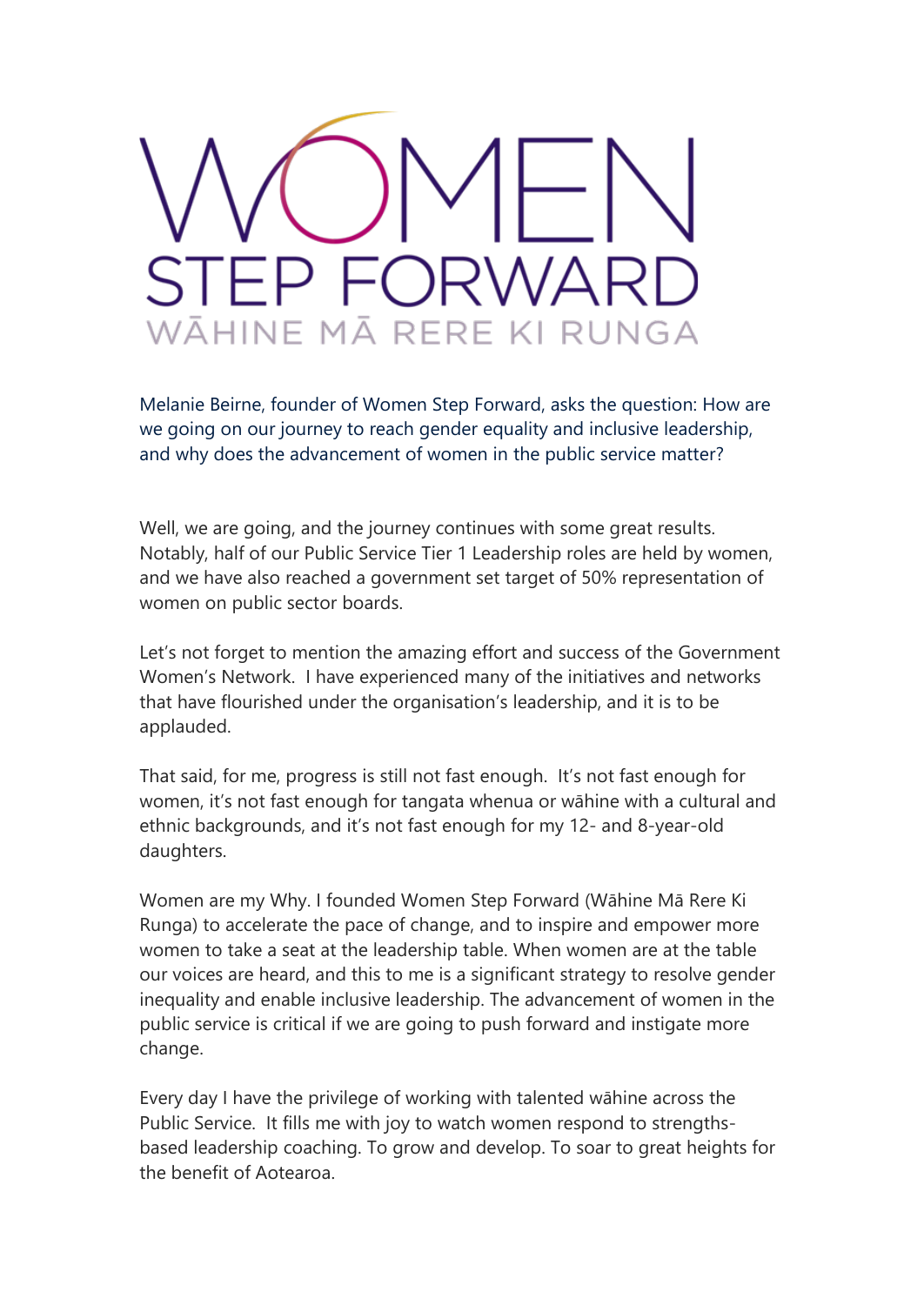# WOMEN STEP FORWARD

## WĀHINE MĀ RERE KI RUNGA

Melanie Beirne, founder of Women Step Forward, asks the question: How are we going on our journey to reach gender equality and inclusive leadership, and why does the advancement of women in the public service matter?

Well, we are going, and the journey continues with some great results. Notably, half of our Public Service Tier 1 Leadership roles are held by women, and we have also reached a government set target of 50% representation of women on public sector boards.

Let's not forget to mention the amazing effort and success of the Government Women's Network. I have experienced many of the initiatives and networks that have flourished under the organisation's leadership, and it is to be applauded.

That said, for me, progress is still not fast enough. It's not fast enough for women, it's not fast enough for tangata whenua or wāhine with a cultural and ethnic backgrounds, and it's not fast enough for my 12- and 8-year-old daughters.

Women are my Why. I founded Women Step Forward (Wāhine Mā Rere Ki Runga) to accelerate the pace of change, and to inspire and empower more women to take a seat at the leadership table. When women are at the table our voices are heard, and this to me is a significant strategy to resolve gender inequality and enable inclusive leadership. The advancement of women in the public service is critical if we are going to push forward and instigate more change.

Every day I have the privilege of working with talented wāhine across the Public Service. It fills me with joy to watch women respond to strengths-based leadership coaching. To grow and develop. To soar to great heights for the benefit of Aotearoa.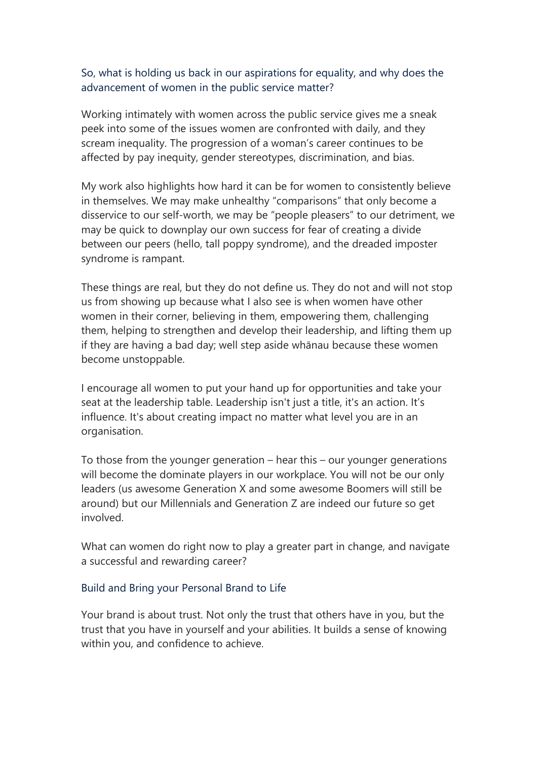## So, what is holding us back in our aspirations for equality, and why does the advancement of women in the public service matter?

Working intimately with women across the public service gives me a sneak peek into some of the issues women are confronted with daily, and they scream inequality. The progression of a woman's career continues to be affected by pay inequity, gender stereotypes, discrimination, and bias.

My work also highlights how hard it can be for women to consistently believe in themselves. We may make unhealthy "comparisons" that only become a disservice to our self-worth, we may be "people pleasers" to our detriment, we may be quick to downplay our own success for fear of creating a divide between our peers (hello, tall poppy syndrome), and the dreaded imposter syndrome is rampant.

These things are real, but they do not define us. They do not and will not stop us from showing up because what I also see is when women have other women in their corner, believing in them, empowering them, challenging them, helping to strengthen and develop their leadership, and lifting them up if they are having a bad day; well step aside whānau because these women become unstoppable.

I encourage all women to put your hand up for opportunities and take your seat at the leadership table. Leadership isn't just a title, it's an action. It's influence. It's about creating impact no matter what level you are in an organisation.

To those from the younger generation – hear this – our younger generations will become the dominate players in our workplace. You will not be our only leaders (us awesome Generation X and some awesome Boomers will still be around) but our Millennials and Generation Z are indeed our future so get involved.

What can women do right now to play a greater part in change, and navigate a successful and rewarding career?

## Build and Bring your Personal Brand to Life

Your brand is about trust. Not only the trust that others have in you, but the trust that you have in yourself and your abilities. It builds a sense of knowing within you, and confidence to achieve.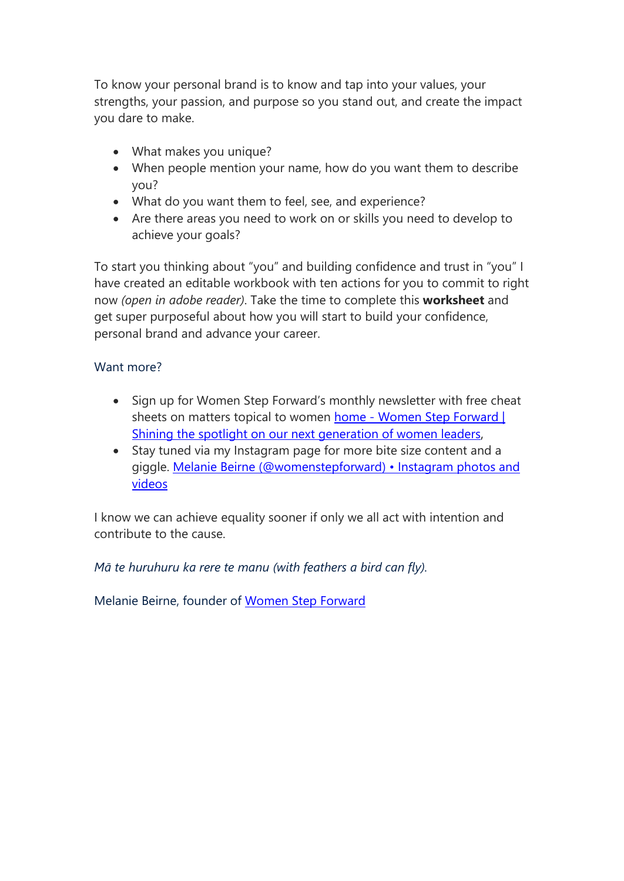To know your personal brand is to know and tap into your values, your strengths, your passion, and purpose so you stand out, and create the impact you dare to make.

- What makes you unique?
- When people mention your name, how do you want them to describe you?
- What do you want them to feel, see, and experience?
- Are there areas you need to work on or skills you need to develop to achieve your goals?

To start you thinking about "you" and building confidence and trust in "you" I have created an editable workbook with ten actions for you to commit to right now *(open in adobe reader)*. Take the time to complete this **worksheet** and get super purposeful about how you will start to build your confidence, personal brand and advance your career.

Want more?

- Sign up for Women Step Forward's monthly newsletter with free cheat sheets on matters topical to women home - Women Step Forward | Shining the spotlight on our next generation of women leaders,
- Stay tuned via my Instagram page for more bite size content and a giggle. Melanie Beirne (@womenstepforward) • Instagram photos and videos

I know we can achieve equality sooner if only we all act with intention and contribute to the cause.

*Mā te huruhuru ka rere te manu (with feathers a bird can fly).*

Melanie Beirne, founder of Women Step Forward